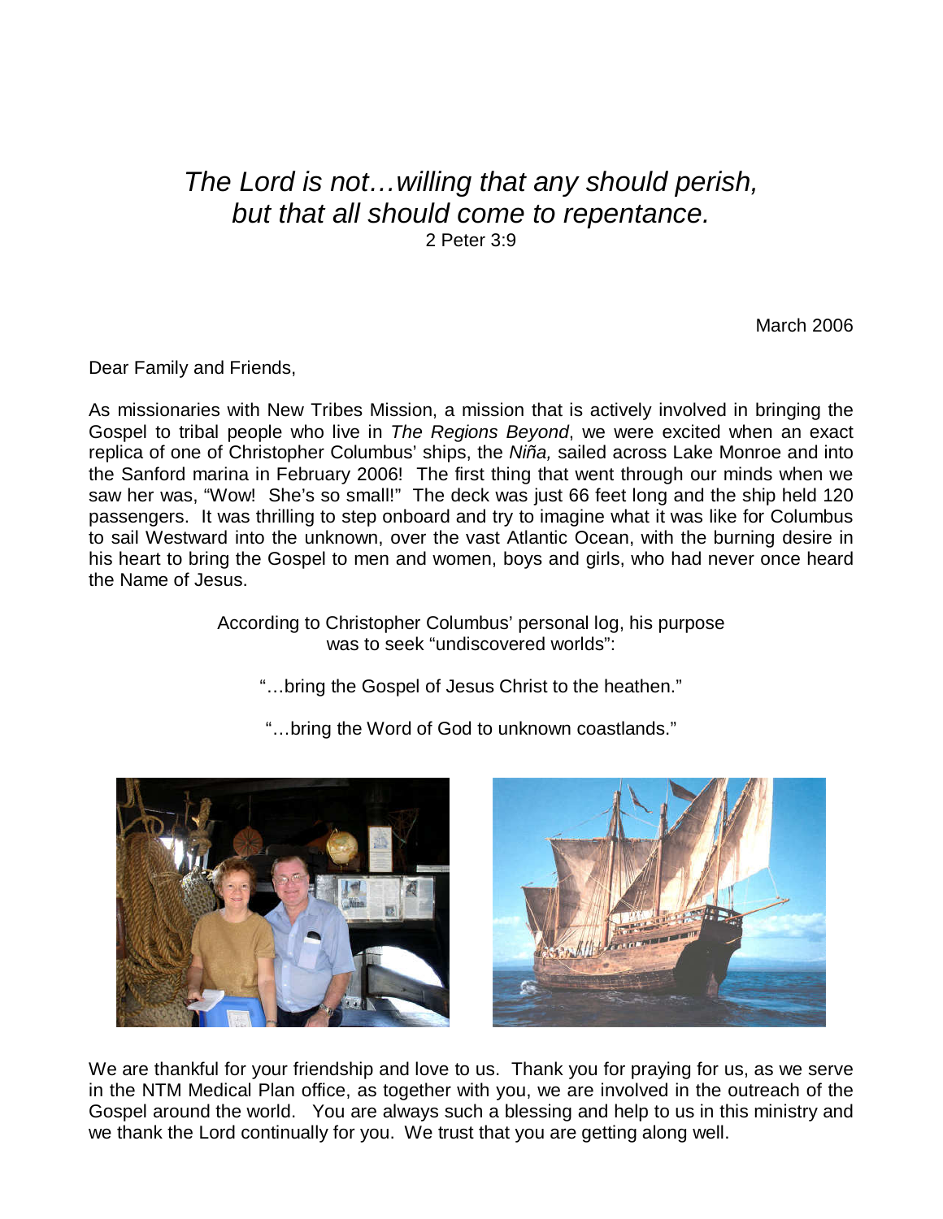*The Lord is not…willing that any should perish,*
*but that all should come to repentance.*
2 Peter 3:9

March 2006

Dear Family and Friends,

As missionaries with New Tribes Mission, a mission that is actively involved in bringing the Gospel to tribal people who live in *The Regions Beyond*, we were excited when an exact replica of one of Christopher Columbus' ships, the *Niña,* sailed across Lake Monroe and into the Sanford marina in February 2006! The first thing that went through our minds when we saw her was, "Wow! She's so small!" The deck was just 66 feet long and the ship held 120 passengers. It was thrilling to step onboard and try to imagine what it was like for Columbus to sail Westward into the unknown, over the vast Atlantic Ocean, with the burning desire in his heart to bring the Gospel to men and women, boys and girls, who had never once heard the Name of Jesus.

According to Christopher Columbus' personal log, his purpose was to seek "undiscovered worlds":

"…bring the Gospel of Jesus Christ to the heathen."

"…bring the Word of God to unknown coastlands."

We are thankful for your friendship and love to us. Thank you for praying for us, as we serve in the NTM Medical Plan office, as together with you, we are involved in the outreach of the Gospel around the world. You are always such a blessing and help to us in this ministry and we thank the Lord continually for you. We trust that you are getting along well.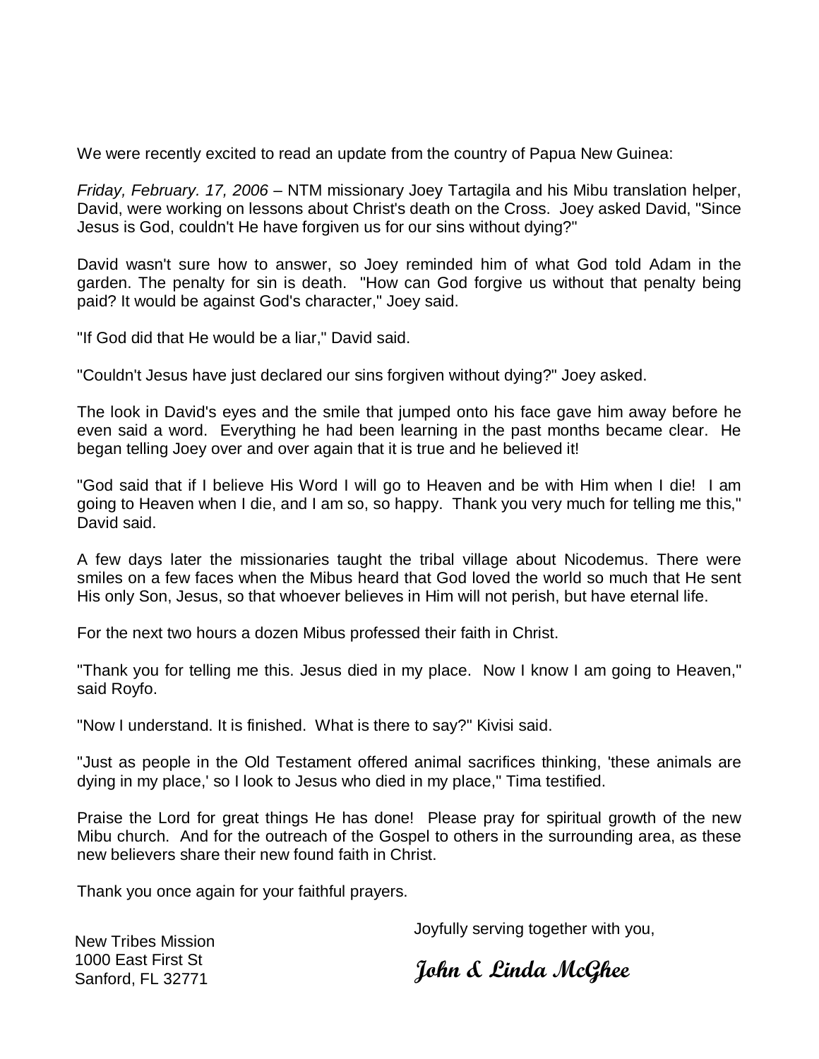We were recently excited to read an update from the country of Papua New Guinea:

*Friday, February. 17, 2006* – NTM missionary Joey Tartagila and his Mibu translation helper, David, were working on lessons about Christ's death on the Cross. Joey asked David, "Since Jesus is God, couldn't He have forgiven us for our sins without dying?"

David wasn't sure how to answer, so Joey reminded him of what God told Adam in the garden. The penalty for sin is death. "How can God forgive us without that penalty being paid? It would be against God's character," Joey said.

"If God did that He would be a liar," David said.

"Couldn't Jesus have just declared our sins forgiven without dying?" Joey asked.

The look in David's eyes and the smile that jumped onto his face gave him away before he even said a word. Everything he had been learning in the past months became clear. He began telling Joey over and over again that it is true and he believed it!

"God said that if I believe His Word I will go to Heaven and be with Him when I die! I am going to Heaven when I die, and I am so, so happy. Thank you very much for telling me this," David said.

A few days later the missionaries taught the tribal village about Nicodemus. There were smiles on a few faces when the Mibus heard that God loved the world so much that He sent His only Son, Jesus, so that whoever believes in Him will not perish, but have eternal life.

For the next two hours a dozen Mibus professed their faith in Christ.

"Thank you for telling me this. Jesus died in my place. Now I know I am going to Heaven," said Royfo.

"Now I understand. It is finished. What is there to say?" Kivisi said.

"Just as people in the Old Testament offered animal sacrifices thinking, 'these animals are dying in my place,' so I look to Jesus who died in my place," Tima testified.

Praise the Lord for great things He has done! Please pray for spiritual growth of the new Mibu church. And for the outreach of the Gospel to others in the surrounding area, as these new believers share their new found faith in Christ.

Thank you once again for your faithful prayers.

Joyfully serving together with you,

**John & Linda McGhee**

New Tribes Mission
1000 East First St
Sanford, FL 32771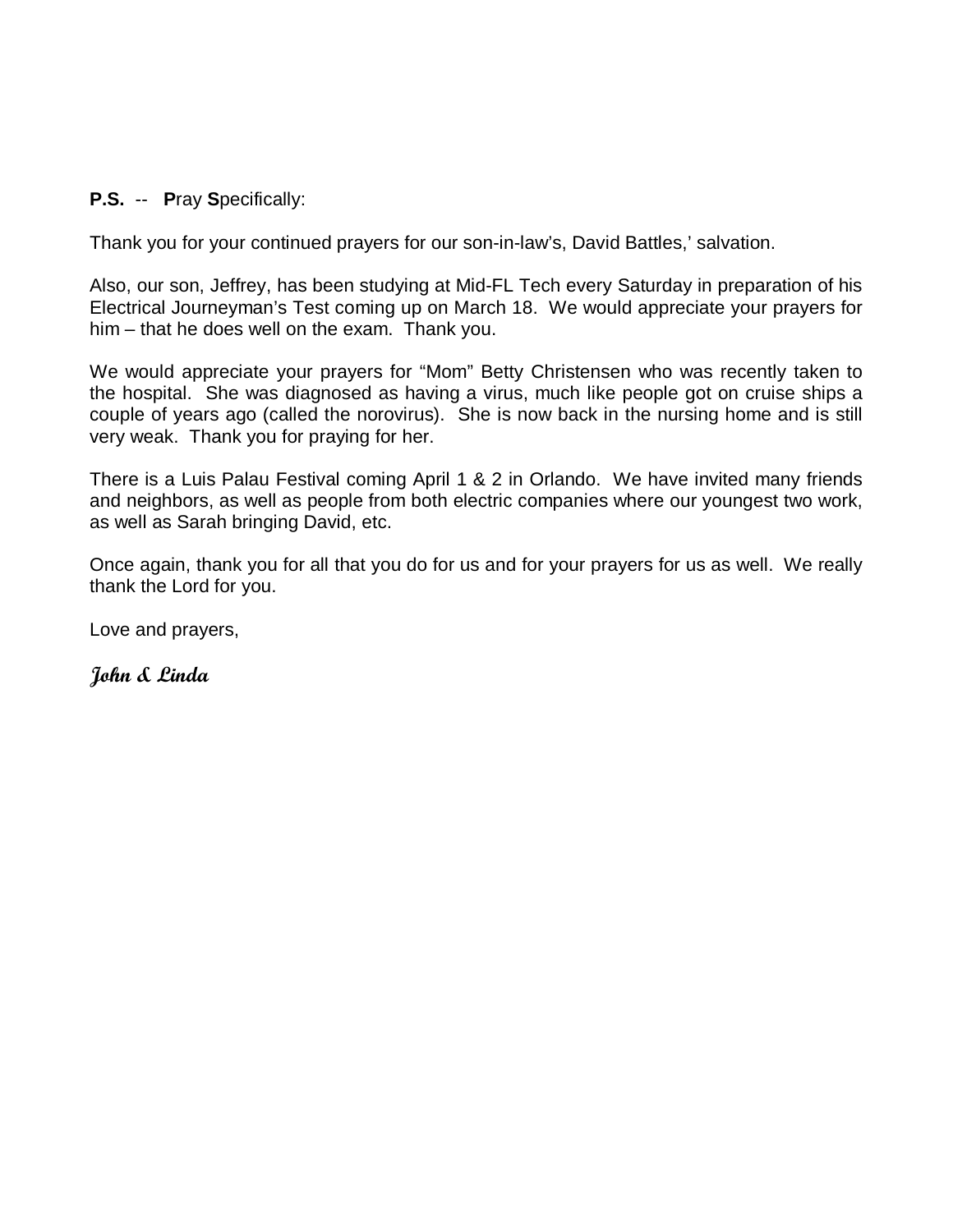**P.S.** -- **P**ray **S**pecifically:

Thank you for your continued prayers for our son-in-law's, David Battles,' salvation.

Also, our son, Jeffrey, has been studying at Mid-FL Tech every Saturday in preparation of his Electrical Journeyman's Test coming up on March 18. We would appreciate your prayers for him – that he does well on the exam. Thank you.

We would appreciate your prayers for "Mom" Betty Christensen who was recently taken to the hospital. She was diagnosed as having a virus, much like people got on cruise ships a couple of years ago (called the norovirus). She is now back in the nursing home and is still very weak. Thank you for praying for her.

There is a Luis Palau Festival coming April 1 & 2 in Orlando. We have invited many friends and neighbors, as well as people from both electric companies where our youngest two work, as well as Sarah bringing David, etc.

Once again, thank you for all that you do for us and for your prayers for us as well. We really thank the Lord for you.

Love and prayers,

**John & Linda**